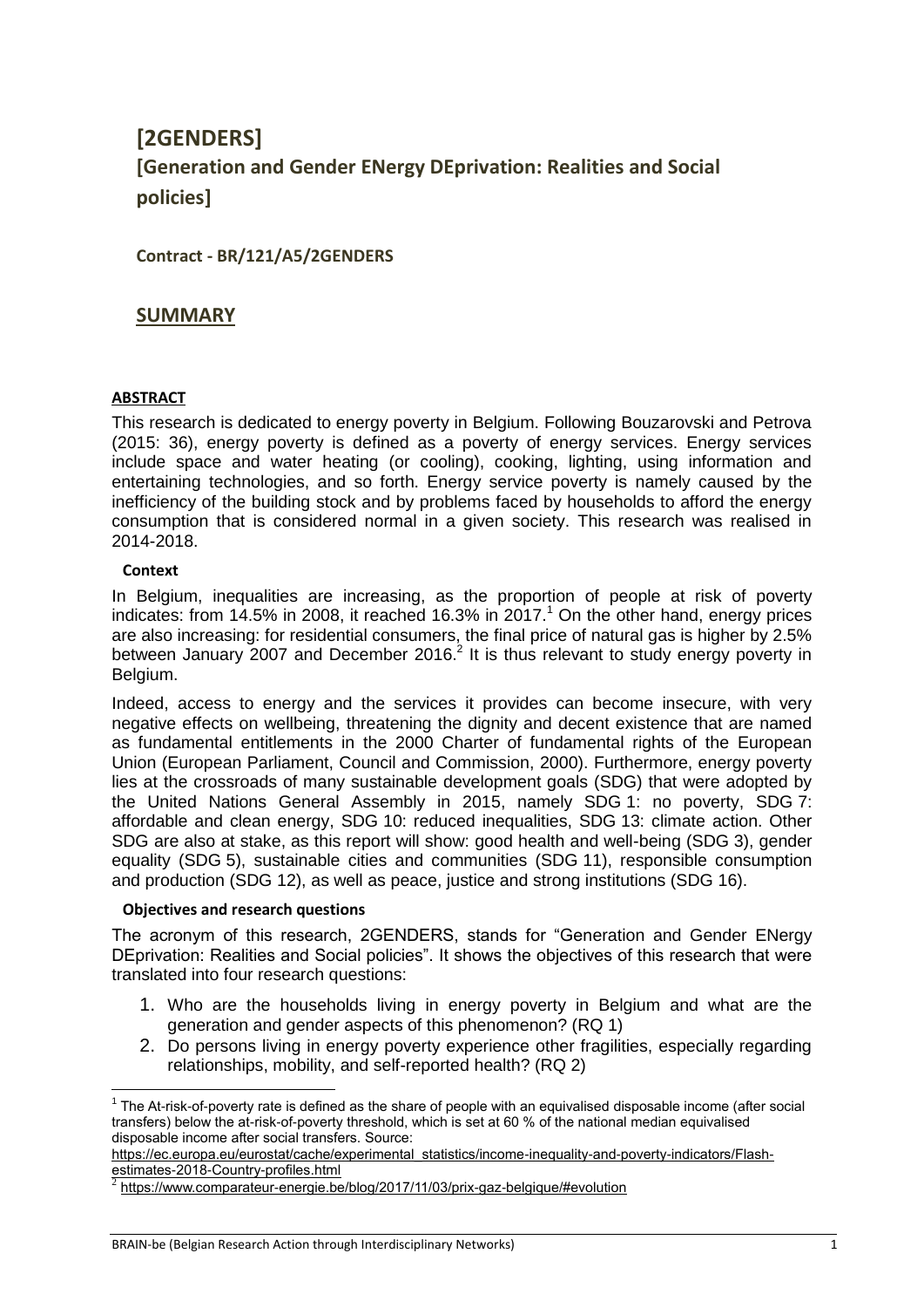# [2GENDERS]

# [Generation and Gender ENergy DEprivation: Realities and Social policies]

**Contract - BR/121/A5/2GENDERS**

## SUMMARY

### ABSTRACT

This research is dedicated to energy poverty in Belgium. Following Bouzarovski and Petrova (2015: 36), energy poverty is defined as a poverty of energy services. Energy services include space and water heating (or cooling), cooking, lighting, using information and entertaining technologies, and so forth. Energy service poverty is namely caused by the inefficiency of the building stock and by problems faced by households to afford the energy consumption that is considered normal in a given society. This research was realised in 2014-2018.

#### Context

In Belgium, inequalities are increasing, as the proportion of people at risk of poverty indicates: from 14.5% in 2008, it reached 16.3% in 2017.[1] On the other hand, energy prices are also increasing: for residential consumers, the final price of natural gas is higher by 2.5% between January 2007 and December 2016.[2] It is thus relevant to study energy poverty in Belgium.

Indeed, access to energy and the services it provides can become insecure, with very negative effects on wellbeing, threatening the dignity and decent existence that are named as fundamental entitlements in the 2000 Charter of fundamental rights of the European Union (European Parliament, Council and Commission, 2000). Furthermore, energy poverty lies at the crossroads of many sustainable development goals (SDG) that were adopted by the United Nations General Assembly in 2015, namely SDG 1: no poverty, SDG 7: affordable and clean energy, SDG 10: reduced inequalities, SDG 13: climate action. Other SDG are also at stake, as this report will show: good health and well-being (SDG 3), gender equality (SDG 5), sustainable cities and communities (SDG 11), responsible consumption and production (SDG 12), as well as peace, justice and strong institutions (SDG 16).

#### Objectives and research questions

The acronym of this research, 2GENDERS, stands for "Generation and Gender ENergy DEprivation: Realities and Social policies". It shows the objectives of this research that were translated into four research questions:

1. Who are the households living in energy poverty in Belgium and what are the generation and gender aspects of this phenomenon? (RQ 1)
2. Do persons living in energy poverty experience other fragilities, especially regarding relationships, mobility, and self-reported health? (RQ 2)

[1] The At-risk-of-poverty rate is defined as the share of people with an equivalised disposable income (after social transfers) below the at-risk-of-poverty threshold, which is set at 60 % of the national median equivalised disposable income after social transfers. Source: https://ec.europa.eu/eurostat/cache/experimental_statistics/income-inequality-and-poverty-indicators/Flash-estimates-2018-Country-profiles.html

[2] https://www.comparateur-energie.be/blog/2017/11/03/prix-gaz-belgique/#evolution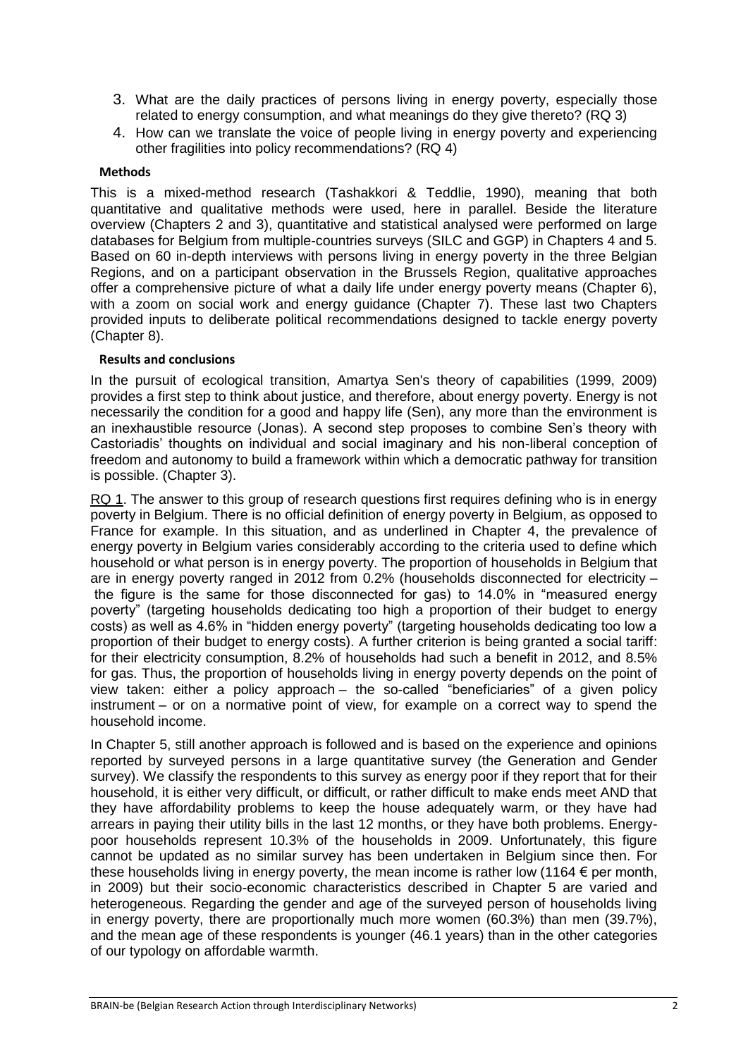3. What are the daily practices of persons living in energy poverty, especially those related to energy consumption, and what meanings do they give thereto? (RQ 3)
4. How can we translate the voice of people living in energy poverty and experiencing other fragilities into policy recommendations? (RQ 4)

### Methods

This is a mixed-method research (Tashakkori & Teddlie, 1990), meaning that both quantitative and qualitative methods were used, here in parallel. Beside the literature overview (Chapters 2 and 3), quantitative and statistical analysed were performed on large databases for Belgium from multiple-countries surveys (SILC and GGP) in Chapters 4 and 5. Based on 60 in-depth interviews with persons living in energy poverty in the three Belgian Regions, and on a participant observation in the Brussels Region, qualitative approaches offer a comprehensive picture of what a daily life under energy poverty means (Chapter 6), with a zoom on social work and energy guidance (Chapter 7). These last two Chapters provided inputs to deliberate political recommendations designed to tackle energy poverty (Chapter 8).

### Results and conclusions

In the pursuit of ecological transition, Amartya Sen's theory of capabilities (1999, 2009) provides a first step to think about justice, and therefore, about energy poverty. Energy is not necessarily the condition for a good and happy life (Sen), any more than the environment is an inexhaustible resource (Jonas). A second step proposes to combine Sen's theory with Castoriadis' thoughts on individual and social imaginary and his non-liberal conception of freedom and autonomy to build a framework within which a democratic pathway for transition is possible. (Chapter 3).

RQ 1. The answer to this group of research questions first requires defining who is in energy poverty in Belgium. There is no official definition of energy poverty in Belgium, as opposed to France for example. In this situation, and as underlined in Chapter 4, the prevalence of energy poverty in Belgium varies considerably according to the criteria used to define which household or what person is in energy poverty. The proportion of households in Belgium that are in energy poverty ranged in 2012 from 0.2% (households disconnected for electricity – the figure is the same for those disconnected for gas) to 14.0% in "measured energy poverty" (targeting households dedicating too high a proportion of their budget to energy costs) as well as 4.6% in "hidden energy poverty" (targeting households dedicating too low a proportion of their budget to energy costs). A further criterion is being granted a social tariff: for their electricity consumption, 8.2% of households had such a benefit in 2012, and 8.5% for gas. Thus, the proportion of households living in energy poverty depends on the point of view taken: either a policy approach – the so-called "beneficiaries" of a given policy instrument – or on a normative point of view, for example on a correct way to spend the household income.

In Chapter 5, still another approach is followed and is based on the experience and opinions reported by surveyed persons in a large quantitative survey (the Generation and Gender survey). We classify the respondents to this survey as energy poor if they report that for their household, it is either very difficult, or difficult, or rather difficult to make ends meet AND that they have affordability problems to keep the house adequately warm, or they have had arrears in paying their utility bills in the last 12 months, or they have both problems. Energy-poor households represent 10.3% of the households in 2009. Unfortunately, this figure cannot be updated as no similar survey has been undertaken in Belgium since then. For these households living in energy poverty, the mean income is rather low (1164 € per month, in 2009) but their socio-economic characteristics described in Chapter 5 are varied and heterogeneous. Regarding the gender and age of the surveyed person of households living in energy poverty, there are proportionally much more women (60.3%) than men (39.7%), and the mean age of these respondents is younger (46.1 years) than in the other categories of our typology on affordable warmth.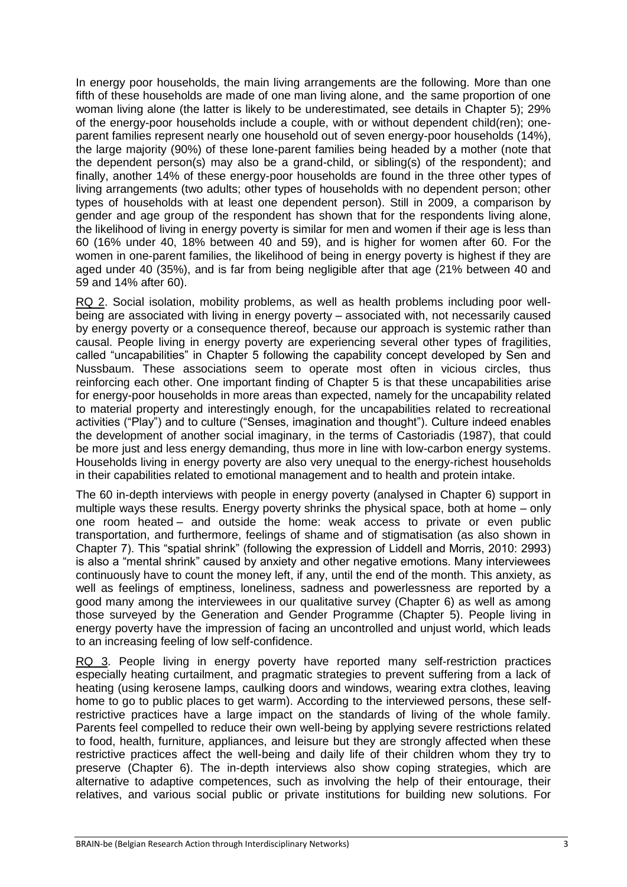In energy poor households, the main living arrangements are the following. More than one fifth of these households are made of one man living alone, and the same proportion of one woman living alone (the latter is likely to be underestimated, see details in Chapter 5); 29% of the energy-poor households include a couple, with or without dependent child(ren); one-parent families represent nearly one household out of seven energy-poor households (14%), the large majority (90%) of these lone-parent families being headed by a mother (note that the dependent person(s) may also be a grand-child, or sibling(s) of the respondent); and finally, another 14% of these energy-poor households are found in the three other types of living arrangements (two adults; other types of households with no dependent person; other types of households with at least one dependent person). Still in 2009, a comparison by gender and age group of the respondent has shown that for the respondents living alone, the likelihood of living in energy poverty is similar for men and women if their age is less than 60 (16% under 40, 18% between 40 and 59), and is higher for women after 60. For the women in one-parent families, the likelihood of being in energy poverty is highest if they are aged under 40 (35%), and is far from being negligible after that age (21% between 40 and 59 and 14% after 60).

RQ 2. Social isolation, mobility problems, as well as health problems including poor well-being are associated with living in energy poverty – associated with, not necessarily caused by energy poverty or a consequence thereof, because our approach is systemic rather than causal. People living in energy poverty are experiencing several other types of fragilities, called "uncapabilities" in Chapter 5 following the capability concept developed by Sen and Nussbaum. These associations seem to operate most often in vicious circles, thus reinforcing each other. One important finding of Chapter 5 is that these uncapabilities arise for energy-poor households in more areas than expected, namely for the uncapability related to material property and interestingly enough, for the uncapabilities related to recreational activities ("Play") and to culture ("Senses, imagination and thought"). Culture indeed enables the development of another social imaginary, in the terms of Castoriadis (1987), that could be more just and less energy demanding, thus more in line with low-carbon energy systems. Households living in energy poverty are also very unequal to the energy-richest households in their capabilities related to emotional management and to health and protein intake.

The 60 in-depth interviews with people in energy poverty (analysed in Chapter 6) support in multiple ways these results. Energy poverty shrinks the physical space, both at home – only one room heated – and outside the home: weak access to private or even public transportation, and furthermore, feelings of shame and of stigmatisation (as also shown in Chapter 7). This "spatial shrink" (following the expression of Liddell and Morris, 2010: 2993) is also a "mental shrink" caused by anxiety and other negative emotions. Many interviewees continuously have to count the money left, if any, until the end of the month. This anxiety, as well as feelings of emptiness, loneliness, sadness and powerlessness are reported by a good many among the interviewees in our qualitative survey (Chapter 6) as well as among those surveyed by the Generation and Gender Programme (Chapter 5). People living in energy poverty have the impression of facing an uncontrolled and unjust world, which leads to an increasing feeling of low self-confidence.

RQ 3. People living in energy poverty have reported many self-restriction practices especially heating curtailment, and pragmatic strategies to prevent suffering from a lack of heating (using kerosene lamps, caulking doors and windows, wearing extra clothes, leaving home to go to public places to get warm). According to the interviewed persons, these self-restrictive practices have a large impact on the standards of living of the whole family. Parents feel compelled to reduce their own well-being by applying severe restrictions related to food, health, furniture, appliances, and leisure but they are strongly affected when these restrictive practices affect the well-being and daily life of their children whom they try to preserve (Chapter 6). The in-depth interviews also show coping strategies, which are alternative to adaptive competences, such as involving the help of their entourage, their relatives, and various social public or private institutions for building new solutions. For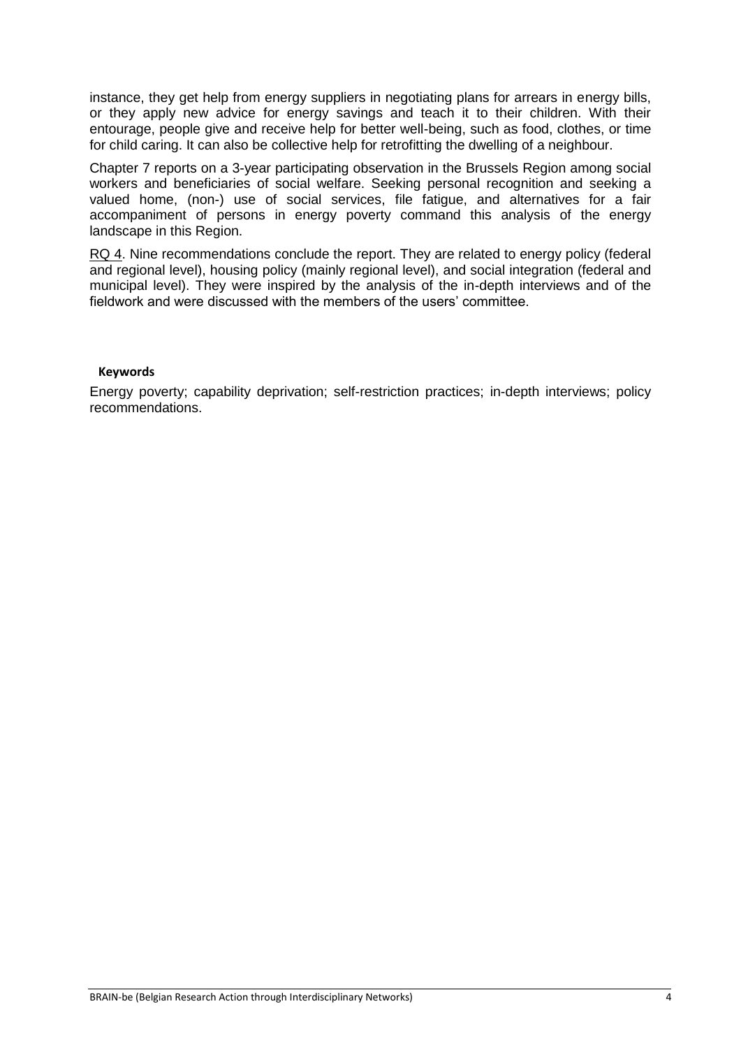instance, they get help from energy suppliers in negotiating plans for arrears in energy bills, or they apply new advice for energy savings and teach it to their children. With their entourage, people give and receive help for better well-being, such as food, clothes, or time for child caring. It can also be collective help for retrofitting the dwelling of a neighbour.

Chapter 7 reports on a 3-year participating observation in the Brussels Region among social workers and beneficiaries of social welfare. Seeking personal recognition and seeking a valued home, (non-) use of social services, file fatigue, and alternatives for a fair accompaniment of persons in energy poverty command this analysis of the energy landscape in this Region.

RQ 4. Nine recommendations conclude the report. They are related to energy policy (federal and regional level), housing policy (mainly regional level), and social integration (federal and municipal level). They were inspired by the analysis of the in-depth interviews and of the fieldwork and were discussed with the members of the users' committee.

**Keywords**

Energy poverty; capability deprivation; self-restriction practices; in-depth interviews; policy recommendations.